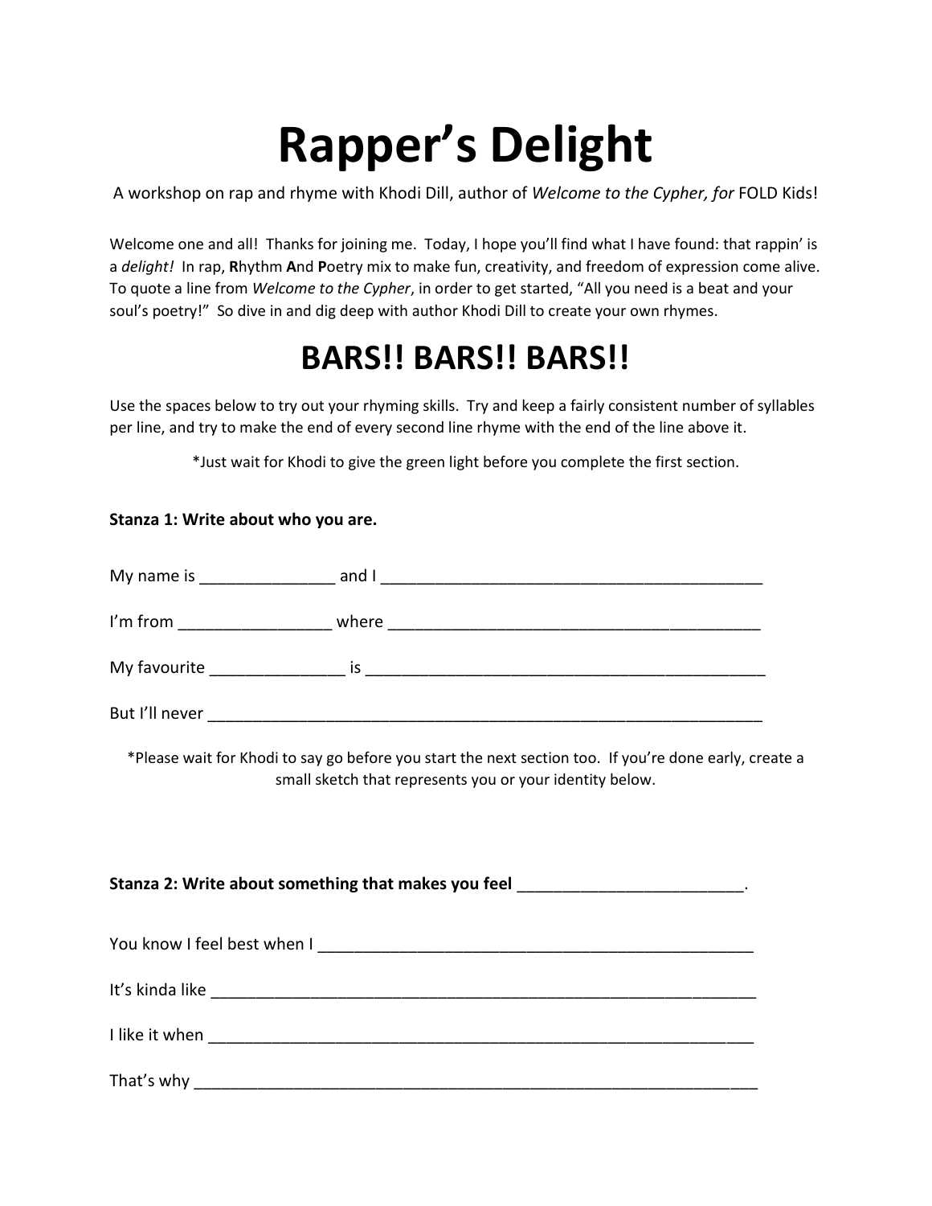# Rapper's Delight

A workshop on rap and rhyme with Khodi Dill, author of *Welcome to the Cypher, for* FOLD Kids!

Welcome one and all! Thanks for joining me. Today, I hope you'll find what I have found: that rappin' is a *delight!* In rap, **R**hythm **A**nd **P**oetry mix to make fun, creativity, and freedom of expression come alive. To quote a line from *Welcome to the Cypher*, in order to get started, "All you need is a beat and your soul's poetry!" So dive in and dig deep with author Khodi Dill to create your own rhymes.

# BARS!! BARS!! BARS!!

Use the spaces below to try out your rhyming skills. Try and keep a fairly consistent number of syllables per line, and try to make the end of every second line rhyme with the end of the line above it.

*Just wait for Khodi to give the green light before you complete the first section.

**Stanza 1: Write about who you are.**

My name is _______________ and I ___________________________________________

I'm from _________________ where __________________________________________

My favourite _______________ is _____________________________________________

But I'll never _______________________________________________________________

*Please wait for Khodi to say go before you start the next section too. If you're done early, create a small sketch that represents you or your identity below.

**Stanza 2: Write about something that makes you feel _________________________.**

You know I feel best when I _________________________________________________

It's kinda like _______________________________________________________________

I like it when _______________________________________________________________

That's why __________________________________________________________________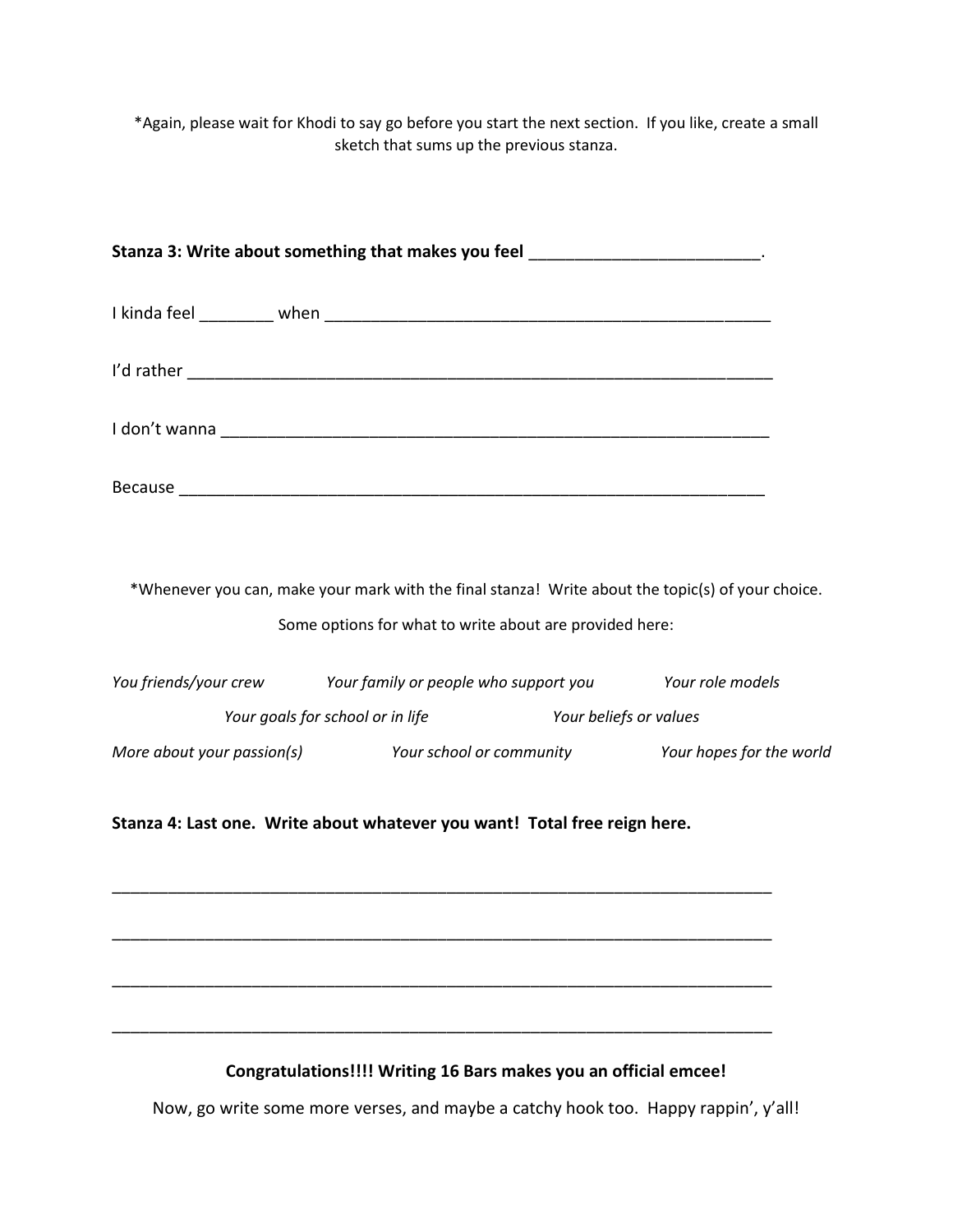*Again, please wait for Khodi to say go before you start the next section. If you like, create a small sketch that sums up the previous stanza.

**Stanza 3: Write about something that makes you feel ________________________.**

I kinda feel ________ when ______________________________________________

I'd rather ___________________________________________________________

I don't wanna ________________________________________________________

Because _____________________________________________________________

*Whenever you can, make your mark with the final stanza! Write about the topic(s) of your choice. Some options for what to write about are provided here:

*You friends/your crew* &nbsp;&nbsp;&nbsp; *Your family or people who support you* &nbsp;&nbsp;&nbsp; *Your role models*

*Your goals for school or in life* &nbsp;&nbsp;&nbsp; *Your beliefs or values*

*More about your passion(s)* &nbsp;&nbsp;&nbsp; *Your school or community* &nbsp;&nbsp;&nbsp; *Your hopes for the world*

**Stanza 4: Last one. Write about whatever you want! Total free reign here.**

______________________________________________________________________

______________________________________________________________________

______________________________________________________________________

______________________________________________________________________

**Congratulations!!!! Writing 16 Bars makes you an official emcee!**

Now, go write some more verses, and maybe a catchy hook too. Happy rappin', y'all!